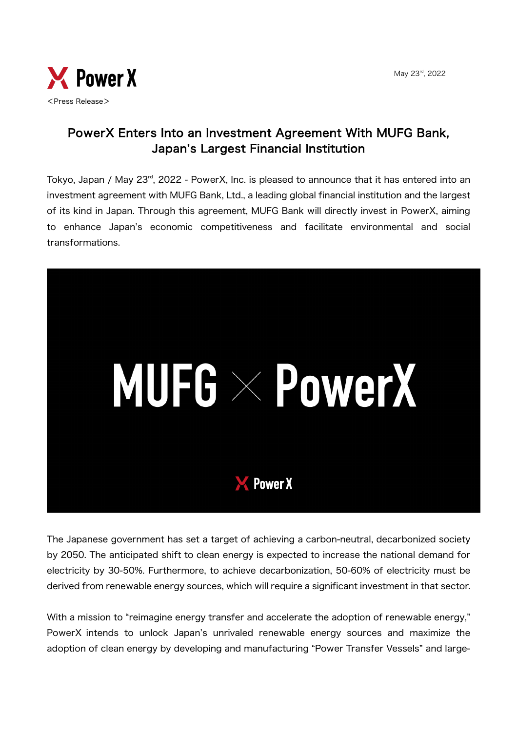<Press Release>

May 23rd, 2022

# PowerX Enters Into an Investment Agreement With MUFG Bank, Japan's Largest Financial Institution

Tokyo, Japan / May 23rd, 2022 - PowerX, Inc. is pleased to announce that it has entered into an investment agreement with MUFG Bank, Ltd., a leading global financial institution and the largest of its kind in Japan. Through this agreement, MUFG Bank will directly invest in PowerX, aiming to enhance Japan's economic competitiveness and facilitate environmental and social transformations.

The Japanese government has set a target of achieving a carbon-neutral, decarbonized society by 2050. The anticipated shift to clean energy is expected to increase the national demand for electricity by 30-50%. Furthermore, to achieve decarbonization, 50-60% of electricity must be derived from renewable energy sources, which will require a significant investment in that sector.

With a mission to "reimagine energy transfer and accelerate the adoption of renewable energy," PowerX intends to unlock Japan's unrivaled renewable energy sources and maximize the adoption of clean energy by developing and manufacturing "Power Transfer Vessels" and large-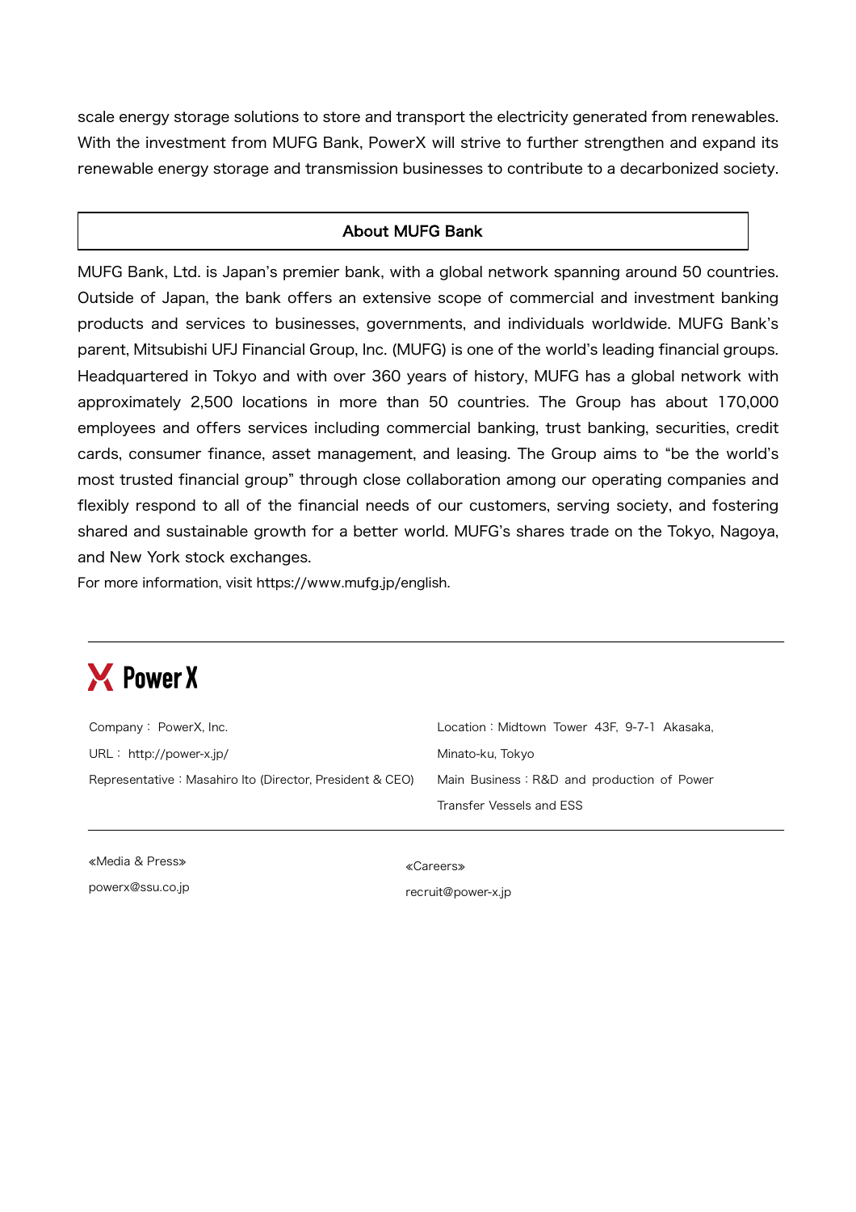scale energy storage solutions to store and transport the electricity generated from renewables. With the investment from MUFG Bank, PowerX will strive to further strengthen and expand its renewable energy storage and transmission businesses to contribute to a decarbonized society.

## About MUFG Bank

MUFG Bank, Ltd. is Japan's premier bank, with a global network spanning around 50 countries. Outside of Japan, the bank offers an extensive scope of commercial and investment banking products and services to businesses, governments, and individuals worldwide. MUFG Bank's parent, Mitsubishi UFJ Financial Group, Inc. (MUFG) is one of the world's leading financial groups. Headquartered in Tokyo and with over 360 years of history, MUFG has a global network with approximately 2,500 locations in more than 50 countries. The Group has about 170,000 employees and offers services including commercial banking, trust banking, securities, credit cards, consumer finance, asset management, and leasing. The Group aims to "be the world's most trusted financial group" through close collaboration among our operating companies and flexibly respond to all of the financial needs of our customers, serving society, and fostering shared and sustainable growth for a better world. MUFG's shares trade on the Tokyo, Nagoya, and New York stock exchanges.

For more information, visit https://www.mufg.jp/english.

---

**Power X**

Company： PowerX, Inc.

URL： http://power-x.jp/

Representative：Masahiro Ito (Director, President & CEO)

Location：Midtown Tower 43F, 9-7-1 Akasaka, Minato-ku, Tokyo

Main Business：R&D and production of Power Transfer Vessels and ESS

---

«Media & Press»

powerx@ssu.co.jp

«Careers»

recruit@power-x.jp